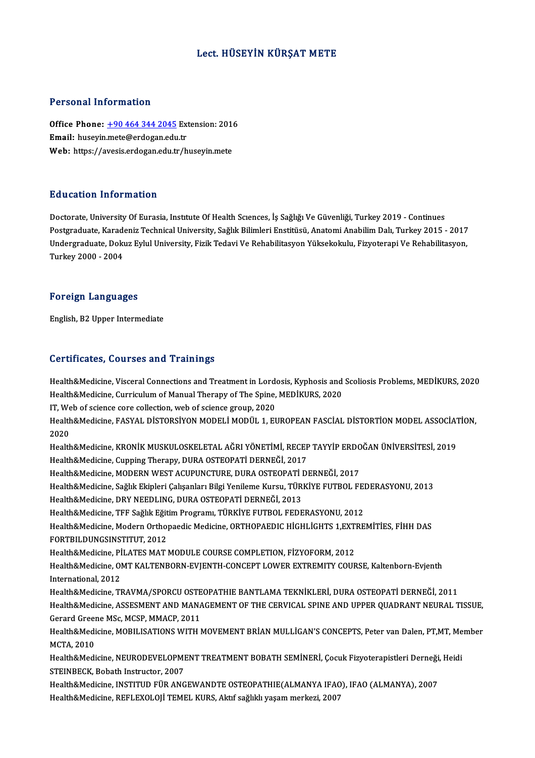# Lect. HÜSEYİN KÜRŞAT METE

## Personal Information

**Office Phone:** +90 464 344 2045 Extension: 2016
**Email:** huseyin.mete@erdogan.edu.tr
**Web:** https://avesis.erdogan.edu.tr/huseyin.mete

## Education Information

Doctorate, University Of Eurasia, Instıtute Of Health Scıences, İş Sağlığı Ve Güvenliği, Turkey 2019 - Continues
Postgraduate, Karadeniz Technical University, Sağlık Bilimleri Enstitüsü, Anatomi Anabilim Dalı, Turkey 2015 - 2017
Undergraduate, Dokuz Eylul University, Fizik Tedavi Ve Rehabilitasyon Yüksekokulu, Fizyoterapi Ve Rehabilitasyon, Turkey 2000 - 2004

## Foreign Languages

English, B2 Upper Intermediate

## Certificates, Courses and Trainings

Health&Medicine, Visceral Connections and Treatment in Lordosis, Kyphosis and Scoliosis Problems, MEDİKURS, 2020
Health&Medicine, Curriculum of Manual Therapy of The Spine, MEDİKURS, 2020
IT, Web of science core collection, web of science group, 2020
Health&Medicine, FASYAL DİSTORSİYON MODELİ MODÜL 1, EUROPEAN FASCİAL DİSTORTİON MODEL ASSOCİATİON, 2020
Health&Medicine, KRONİK MUSKULOSKELETAL AĞRI YÖNETİMİ, RECEP TAYYİP ERDOĞAN ÜNİVERSİTESİ, 2019
Health&Medicine, Cupping Therapy, DURA OSTEOPATİ DERNEĞİ, 2017
Health&Medicine, MODERN WEST ACUPUNCTURE, DURA OSTEOPATİ DERNEĞİ, 2017
Health&Medicine, Sağlık Ekipleri Çalışanları Bilgi Yenileme Kursu, TÜRKİYE FUTBOL FEDERASYONU, 2013
Health&Medicine, DRY NEEDLING, DURA OSTEOPATİ DERNEĞİ, 2013
Health&Medicine, TFF Sağlık Eğitim Programı, TÜRKİYE FUTBOL FEDERASYONU, 2012
Health&Medicine, Modern Orthopaedic Medicine, ORTHOPAEDIC HİGHLİGHTS 1,EXTREMİTİES, FİHH DAS FORTBILDUNGSINSTITUT, 2012
Health&Medicine, PİLATES MAT MODULE COURSE COMPLETION, FİZYOFORM, 2012
Health&Medicine, OMT KALTENBORN-EVJENTH-CONCEPT LOWER EXTREMITY COURSE, Kaltenborn-Evjenth International, 2012
Health&Medicine, TRAVMA/SPORCU OSTEOPATHIE BANTLAMA TEKNİKLERİ, DURA OSTEOPATİ DERNEĞİ, 2011
Health&Medicine, ASSESMENT AND MANAGEMENT OF THE CERVICAL SPINE AND UPPER QUADRANT NEURAL TISSUE, Gerard Greene MSc, MCSP, MMACP, 2011
Health&Medicine, MOBILISATIONS WITH MOVEMENT BRİAN MULLİGAN'S CONCEPTS, Peter van Dalen, PT,MT, Member MCTA, 2010
Health&Medicine, NEURODEVELOPMENT TREATMENT BOBATH SEMİNERİ, Çocuk Fizyoterapistleri Derneği, Heidi STEINBECK, Bobath Instructor, 2007
Health&Medicine, INSTITUD FÜR ANGEWANDTE OSTEOPATHIE(ALMANYA IFAO), IFAO (ALMANYA), 2007
Health&Medicine, REFLEXOLOJİ TEMEL KURS, Aktıf sağlıklı yaşam merkezi, 2007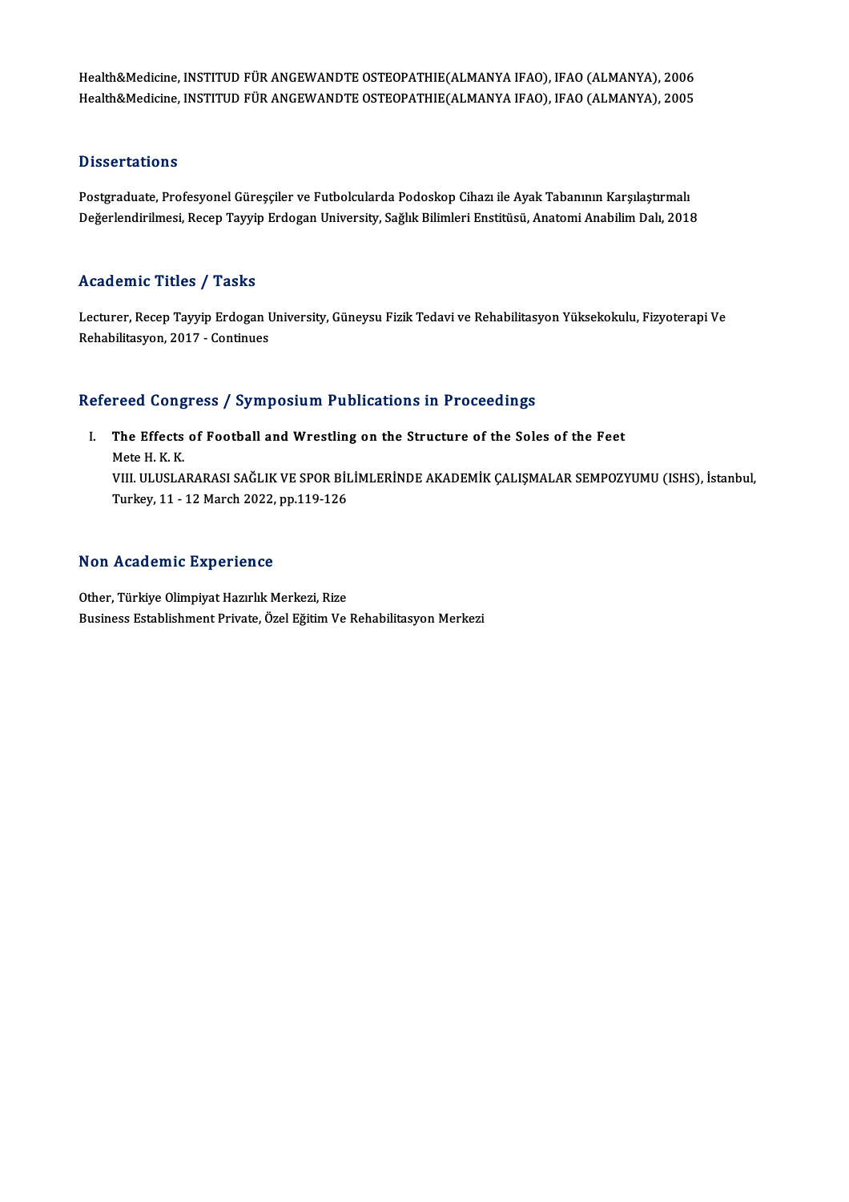Health&Medicine, INSTITUD FÜR ANGEWANDTE OSTEOPATHIE(ALMANYA IFAO), IFAO (ALMANYA), 2006
Health&Medicine, INSTITUD FÜR ANGEWANDTE OSTEOPATHIE(ALMANYA IFAO), IFAO (ALMANYA), 2005

## Dissertations

Postgraduate, Profesyonel Güreşçiler ve Futbolcularda Podoskop Cihazı ile Ayak Tabanının Karşılaştırmalı Değerlendirilmesi, Recep Tayyip Erdogan University, Sağlık Bilimleri Enstitüsü, Anatomi Anabilim Dalı, 2018

## Academic Titles / Tasks

Lecturer, Recep Tayyip Erdogan University, Güneysu Fizik Tedavi ve Rehabilitasyon Yüksekokulu, Fizyoterapi Ve Rehabilitasyon, 2017 - Continues

## Refereed Congress / Symposium Publications in Proceedings

I. **The Effects of Football and Wrestling on the Structure of the Soles of the Feet**
   Mete H. K. K.
   VIII. ULUSLARARASI SAĞLIK VE SPOR BİLİMLERİNDE AKADEMİK ÇALIŞMALAR SEMPOZYUMU (ISHS), İstanbul, Turkey, 11 - 12 March 2022, pp.119-126

## Non Academic Experience

Other, Türkiye Olimpiyat Hazırlık Merkezi, Rize
Business Establishment Private, Özel Eğitim Ve Rehabilitasyon Merkezi